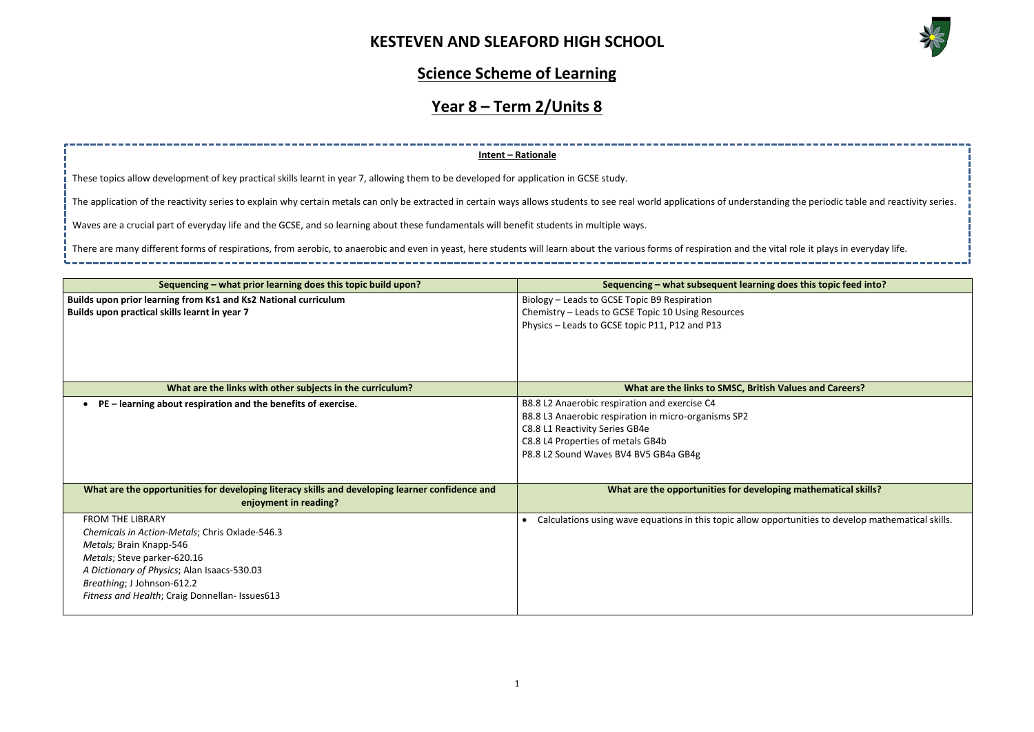# KESTEVEN AND SLEAFORD HIGH SCHOOL

## Science Scheme of Learning

## Year 8 – Term 2/Units 8

**Intent – Rationale**

These topics allow development of key practical skills learnt in year 7, allowing them to be developed for application in GCSE study.

The application of the reactivity series to explain why certain metals can only be extracted in certain ways allows students to see real world applications of understanding the periodic table and reactivity series.

Waves are a crucial part of everyday life and the GCSE, and so learning about these fundamentals will benefit students in multiple ways.

There are many different forms of respirations, from aerobic, to anaerobic and even in yeast, here students will learn about the various forms of respiration and the vital role it plays in everyday life.

| Sequencing – what prior learning does this topic build upon? | Sequencing – what subsequent learning does this topic feed into? |
|---|---|
| **Builds upon prior learning from Ks1 and Ks2 National curriculum**<br>**Builds upon practical skills learnt in year 7** | Biology – Leads to GCSE Topic B9 Respiration<br>Chemistry – Leads to GCSE Topic 10 Using Resources<br>Physics – Leads to GCSE topic P11, P12 and P13 |
| **What are the links with other subjects in the curriculum?** | **What are the links to SMSC, British Values and Careers?** |
| • **PE – learning about respiration and the benefits of exercise.** | B8.8 L2 Anaerobic respiration and exercise C4<br>B8.8 L3 Anaerobic respiration in micro-organisms SP2<br>C8.8 L1 Reactivity Series GB4e<br>C8.8 L4 Properties of metals GB4b<br>P8.8 L2 Sound Waves BV4 BV5 GB4a GB4g |
| **What are the opportunities for developing literacy skills and developing learner confidence and enjoyment in reading?** | **What are the opportunities for developing mathematical skills?** |
| FROM THE LIBRARY<br>*Chemicals in Action-Metals*; Chris Oxlade-546.3<br>*Metals;* Brain Knapp-546<br>*Metals*; Steve parker-620.16<br>*A Dictionary of Physics*; Alan Isaacs-530.03<br>*Breathing*; J Johnson-612.2<br>*Fitness and Health*; Craig Donnellan- Issues613 | • Calculations using wave equations in this topic allow opportunities to develop mathematical skills. |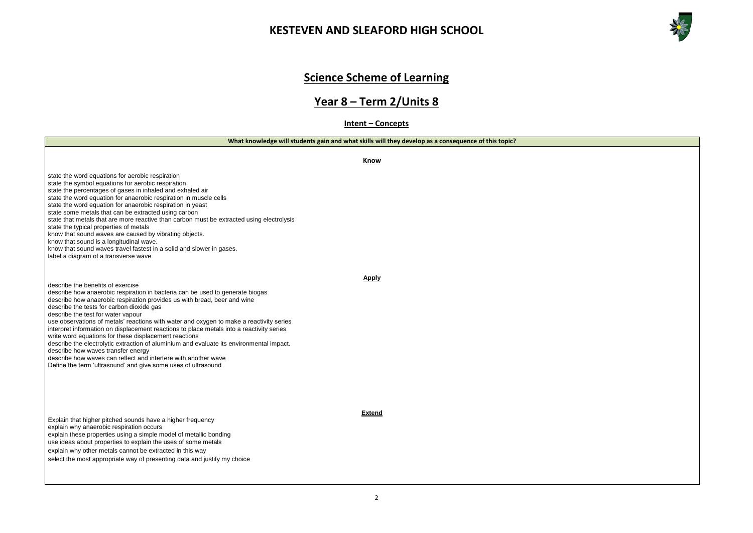# KESTEVEN AND SLEAFORD HIGH SCHOOL

## Science Scheme of Learning

## Year 8 – Term 2/Units 8

### Intent – Concepts

**What knowledge will students gain and what skills will they develop as a consequence of this topic?**

**Know**

state the word equations for aerobic respiration
state the symbol equations for aerobic respiration
state the percentages of gases in inhaled and exhaled air
state the word equation for anaerobic respiration in muscle cells
state the word equation for anaerobic respiration in yeast
state some metals that can be extracted using carbon
state that metals that are more reactive than carbon must be extracted using electrolysis
state the typical properties of metals
know that sound waves are caused by vibrating objects.
know that sound is a longitudinal wave.
know that sound waves travel fastest in a solid and slower in gases.
label a diagram of a transverse wave

**Apply**

describe the benefits of exercise
describe how anaerobic respiration in bacteria can be used to generate biogas
describe how anaerobic respiration provides us with bread, beer and wine
describe the tests for carbon dioxide gas
describe the test for water vapour
use observations of metals' reactions with water and oxygen to make a reactivity series
interpret information on displacement reactions to place metals into a reactivity series
write word equations for these displacement reactions
describe the electrolytic extraction of aluminium and evaluate its environmental impact.
describe how waves transfer energy
describe how waves can reflect and interfere with another wave
Define the term 'ultrasound' and give some uses of ultrasound

**Extend**

Explain that higher pitched sounds have a higher frequency
explain why anaerobic respiration occurs
explain these properties using a simple model of metallic bonding
use ideas about properties to explain the uses of some metals
explain why other metals cannot be extracted in this way
select the most appropriate way of presenting data and justify my choice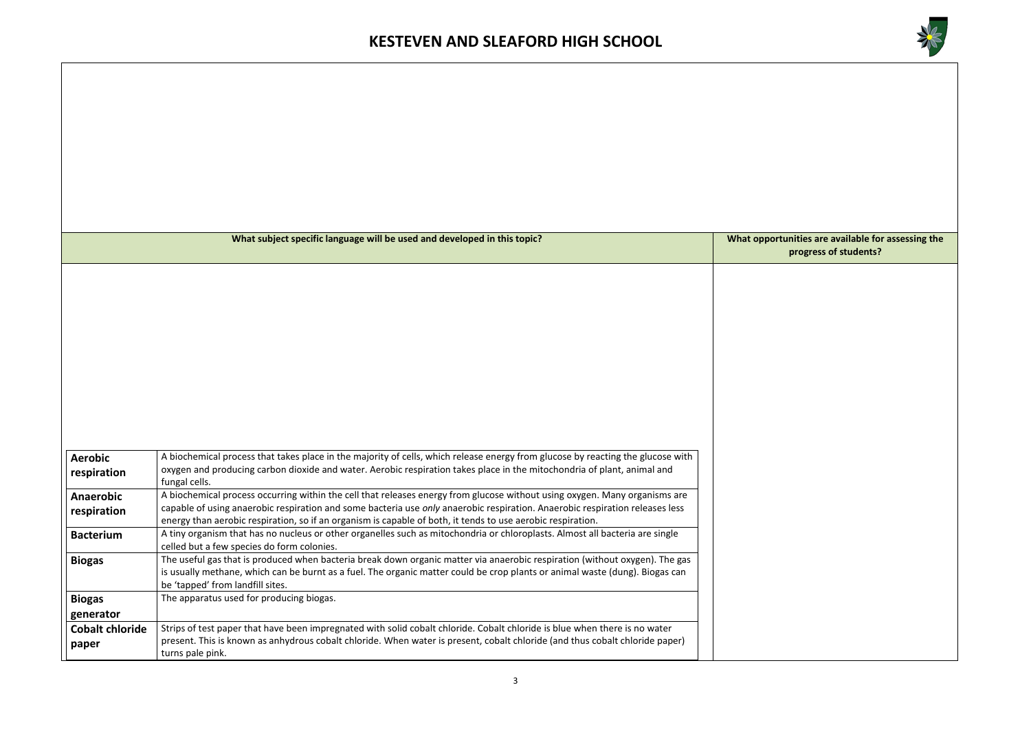| What subject specific language will be used and developed in this topic? | | What opportunities are available for assessing the progress of students? |
|---|---|---|
| **Aerobic respiration** | A biochemical process that takes place in the majority of cells, which release energy from glucose by reacting the glucose with oxygen and producing carbon dioxide and water. Aerobic respiration takes place in the mitochondria of plant, animal and fungal cells. | |
| **Anaerobic respiration** | A biochemical process occurring within the cell that releases energy from glucose without using oxygen. Many organisms are capable of using anaerobic respiration and some bacteria use *only* anaerobic respiration. Anaerobic respiration releases less energy than aerobic respiration, so if an organism is capable of both, it tends to use aerobic respiration. | |
| **Bacterium** | A tiny organism that has no nucleus or other organelles such as mitochondria or chloroplasts. Almost all bacteria are single celled but a few species do form colonies. | |
| **Biogas** | The useful gas that is produced when bacteria break down organic matter via anaerobic respiration (without oxygen). The gas is usually methane, which can be burnt as a fuel. The organic matter could be crop plants or animal waste (dung). Biogas can be 'tapped' from landfill sites. | |
| **Biogas generator** | The apparatus used for producing biogas. | |
| **Cobalt chloride paper** | Strips of test paper that have been impregnated with solid cobalt chloride. Cobalt chloride is blue when there is no water present. This is known as anhydrous cobalt chloride. When water is present, cobalt chloride (and thus cobalt chloride paper) turns pale pink. | |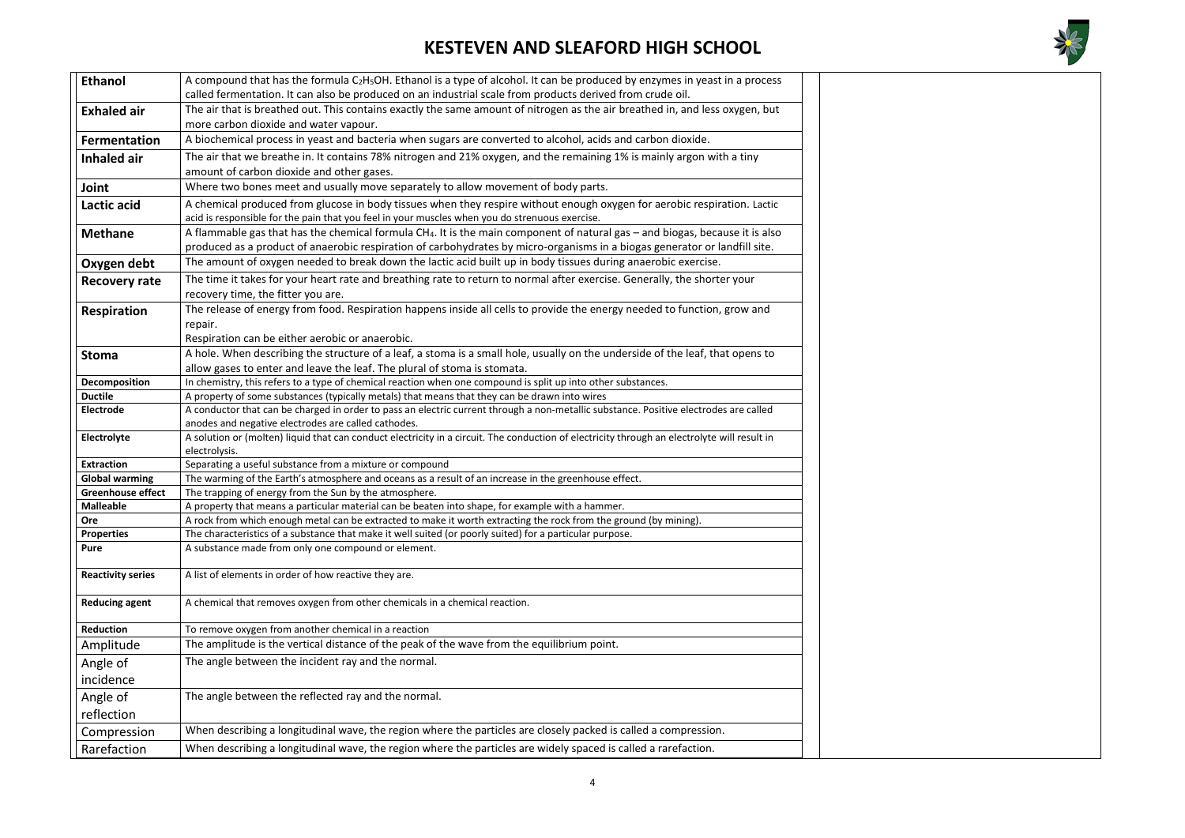# KESTEVEN AND SLEAFORD HIGH SCHOOL

| | | |
|---|---|---|
| **Ethanol** | A compound that has the formula $C_2H_5OH$. Ethanol is a type of alcohol. It can be produced by enzymes in yeast in a process called fermentation. It can also be produced on an industrial scale from products derived from crude oil. | |
| **Exhaled air** | The air that is breathed out. This contains exactly the same amount of nitrogen as the air breathed in, and less oxygen, but more carbon dioxide and water vapour. | |
| **Fermentation** | A biochemical process in yeast and bacteria when sugars are converted to alcohol, acids and carbon dioxide. | |
| **Inhaled air** | The air that we breathe in. It contains 78% nitrogen and 21% oxygen, and the remaining 1% is mainly argon with a tiny amount of carbon dioxide and other gases. | |
| **Joint** | Where two bones meet and usually move separately to allow movement of body parts. | |
| **Lactic acid** | A chemical produced from glucose in body tissues when they respire without enough oxygen for aerobic respiration. Lactic acid is responsible for the pain that you feel in your muscles when you do strenuous exercise. | |
| **Methane** | A flammable gas that has the chemical formula $CH_4$. It is the main component of natural gas – and biogas, because it is also produced as a product of anaerobic respiration of carbohydrates by micro-organisms in a biogas generator or landfill site. | |
| **Oxygen debt** | The amount of oxygen needed to break down the lactic acid built up in body tissues during anaerobic exercise. | |
| **Recovery rate** | The time it takes for your heart rate and breathing rate to return to normal after exercise. Generally, the shorter your recovery time, the fitter you are. | |
| **Respiration** | The release of energy from food. Respiration happens inside all cells to provide the energy needed to function, grow and repair. Respiration can be either aerobic or anaerobic. | |
| **Stoma** | A hole. When describing the structure of a leaf, a stoma is a small hole, usually on the underside of the leaf, that opens to allow gases to enter and leave the leaf. The plural of stoma is stomata. | |
| **Decomposition** | In chemistry, this refers to a type of chemical reaction when one compound is split up into other substances. | |
| **Ductile** | A property of some substances (typically metals) that means that they can be drawn into wires | |
| **Electrode** | A conductor that can be charged in order to pass an electric current through a non-metallic substance. Positive electrodes are called anodes and negative electrodes are called cathodes. | |
| **Electrolyte** | A solution or (molten) liquid that can conduct electricity in a circuit. The conduction of electricity through an electrolyte will result in electrolysis. | |
| **Extraction** | Separating a useful substance from a mixture or compound | |
| **Global warming** | The warming of the Earth's atmosphere and oceans as a result of an increase in the greenhouse effect. | |
| **Greenhouse effect** | The trapping of energy from the Sun by the atmosphere. | |
| **Malleable** | A property that means a particular material can be beaten into shape, for example with a hammer. | |
| **Ore** | A rock from which enough metal can be extracted to make it worth extracting the rock from the ground (by mining). | |
| **Properties** | The characteristics of a substance that make it well suited (or poorly suited) for a particular purpose. | |
| **Pure** | A substance made from only one compound or element. | |
| **Reactivity series** | A list of elements in order of how reactive they are. | |
| **Reducing agent** | A chemical that removes oxygen from other chemicals in a chemical reaction. | |
| **Reduction** | To remove oxygen from another chemical in a reaction | |
| Amplitude | The amplitude is the vertical distance of the peak of the wave from the equilibrium point. | |
| Angle of incidence | The angle between the incident ray and the normal. | |
| Angle of reflection | The angle between the reflected ray and the normal. | |
| Compression | When describing a longitudinal wave, the region where the particles are closely packed is called a compression. | |
| Rarefaction | When describing a longitudinal wave, the region where the particles are widely spaced is called a rarefaction. | |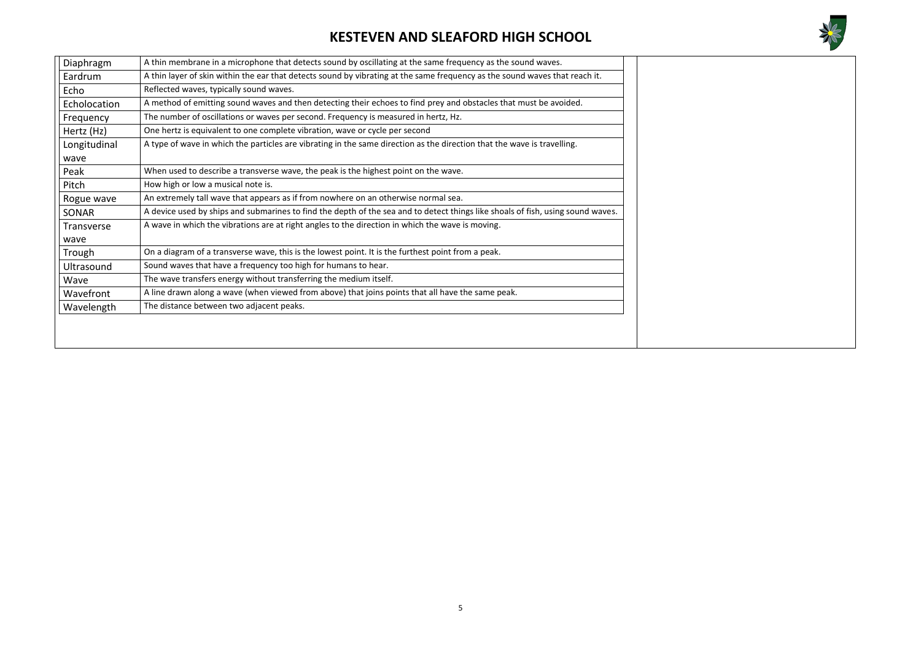| Term | Definition |
|---|---|
| Diaphragm | A thin membrane in a microphone that detects sound by oscillating at the same frequency as the sound waves. |
| Eardrum | A thin layer of skin within the ear that detects sound by vibrating at the same frequency as the sound waves that reach it. |
| Echo | Reflected waves, typically sound waves. |
| Echolocation | A method of emitting sound waves and then detecting their echoes to find prey and obstacles that must be avoided. |
| Frequency | The number of oscillations or waves per second. Frequency is measured in hertz, Hz. |
| Hertz (Hz) | One hertz is equivalent to one complete vibration, wave or cycle per second |
| Longitudinal wave | A type of wave in which the particles are vibrating in the same direction as the direction that the wave is travelling. |
| Peak | When used to describe a transverse wave, the peak is the highest point on the wave. |
| Pitch | How high or low a musical note is. |
| Rogue wave | An extremely tall wave that appears as if from nowhere on an otherwise normal sea. |
| SONAR | A device used by ships and submarines to find the depth of the sea and to detect things like shoals of fish, using sound waves. |
| Transverse wave | A wave in which the vibrations are at right angles to the direction in which the wave is moving. |
| Trough | On a diagram of a transverse wave, this is the lowest point. It is the furthest point from a peak. |
| Ultrasound | Sound waves that have a frequency too high for humans to hear. |
| Wave | The wave transfers energy without transferring the medium itself. |
| Wavefront | A line drawn along a wave (when viewed from above) that joins points that all have the same peak. |
| Wavelength | The distance between two adjacent peaks. |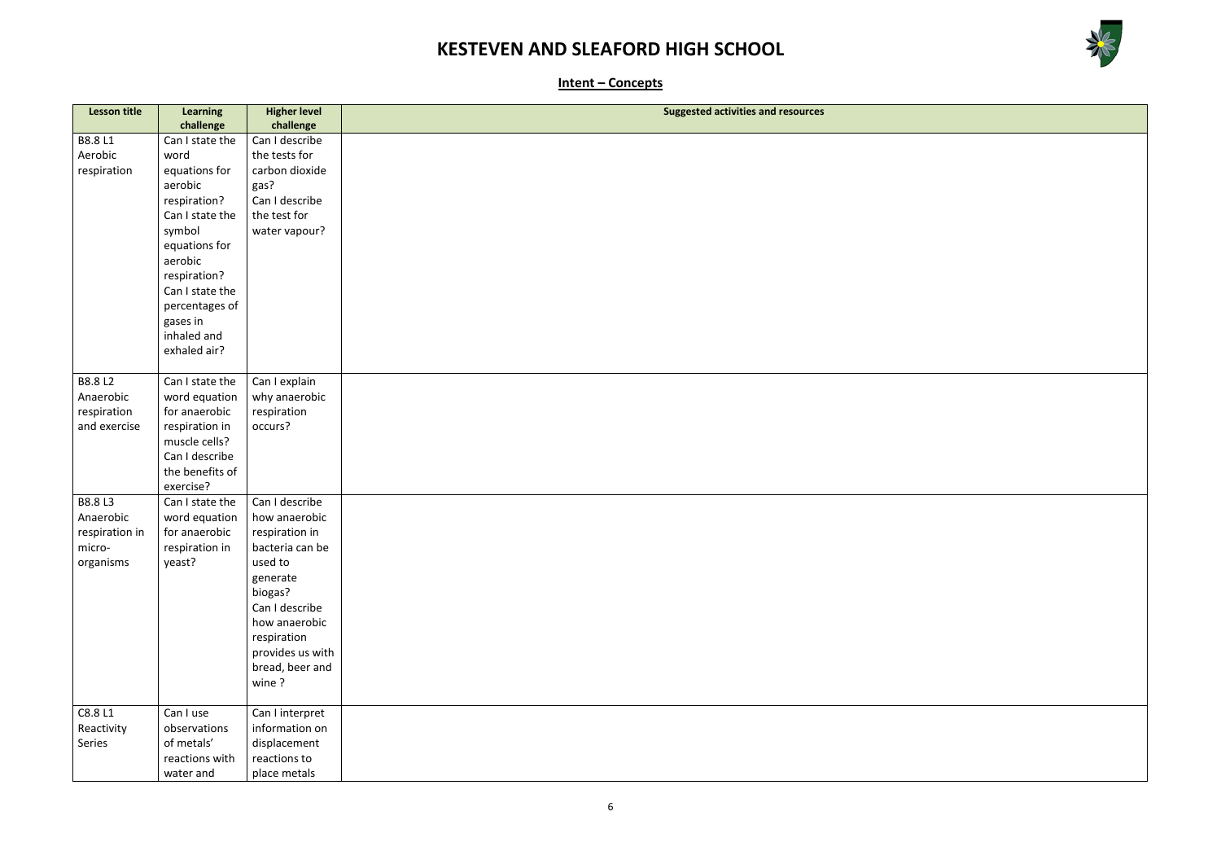# KESTEVEN AND SLEAFORD HIGH SCHOOL

## Intent – Concepts

| Lesson title | Learning challenge | Higher level challenge | Suggested activities and resources |
|---|---|---|---|
| B8.8 L1 Aerobic respiration | Can I state the word equations for aerobic respiration? Can I state the symbol equations for aerobic respiration? Can I state the percentages of gases in inhaled and exhaled air? | Can I describe the tests for carbon dioxide gas? Can I describe the test for water vapour? | |
| B8.8 L2 Anaerobic respiration and exercise | Can I state the word equation for anaerobic respiration in muscle cells? Can I describe the benefits of exercise? | Can I explain why anaerobic respiration occurs? | |
| B8.8 L3 Anaerobic respiration in micro-organisms | Can I state the word equation for anaerobic respiration in yeast? | Can I describe how anaerobic respiration in bacteria can be used to generate biogas? Can I describe how anaerobic respiration provides us with bread, beer and wine ? | |
| C8.8 L1 Reactivity Series | Can I use observations of metals' reactions with water and | Can I interpret information on displacement reactions to place metals | |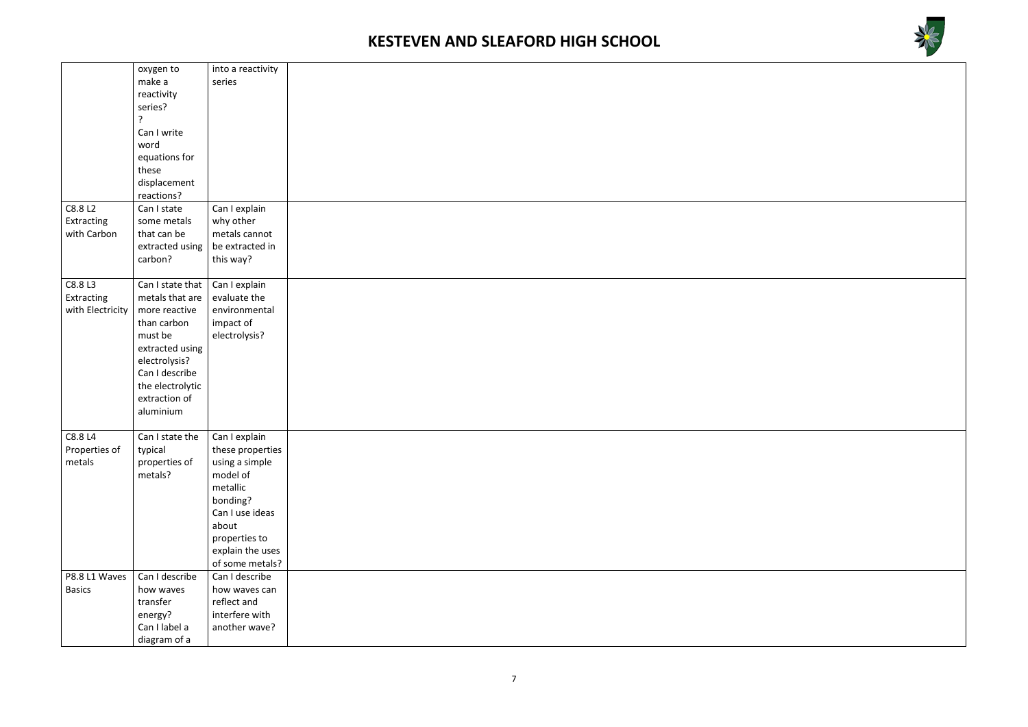| | | | |
|---|---|---|---|
| | oxygen to make a reactivity series? ? Can I write word equations for these displacement reactions? | into a reactivity series | |
| C8.8 L2 Extracting with Carbon | Can I state some metals that can be extracted using carbon? | Can I explain why other metals cannot be extracted in this way? | |
| C8.8 L3 Extracting with Electricity | Can I state that metals that are more reactive than carbon must be extracted using electrolysis? Can I describe the electrolytic extraction of aluminium | Can I explain evaluate the environmental impact of electrolysis? | |
| C8.8 L4 Properties of metals | Can I state the typical properties of metals? | Can I explain these properties using a simple model of metallic bonding? Can I use ideas about properties to explain the uses of some metals? | |
| P8.8 L1 Waves Basics | Can I describe how waves transfer energy? Can I label a diagram of a | Can I describe how waves can reflect and interfere with another wave? | |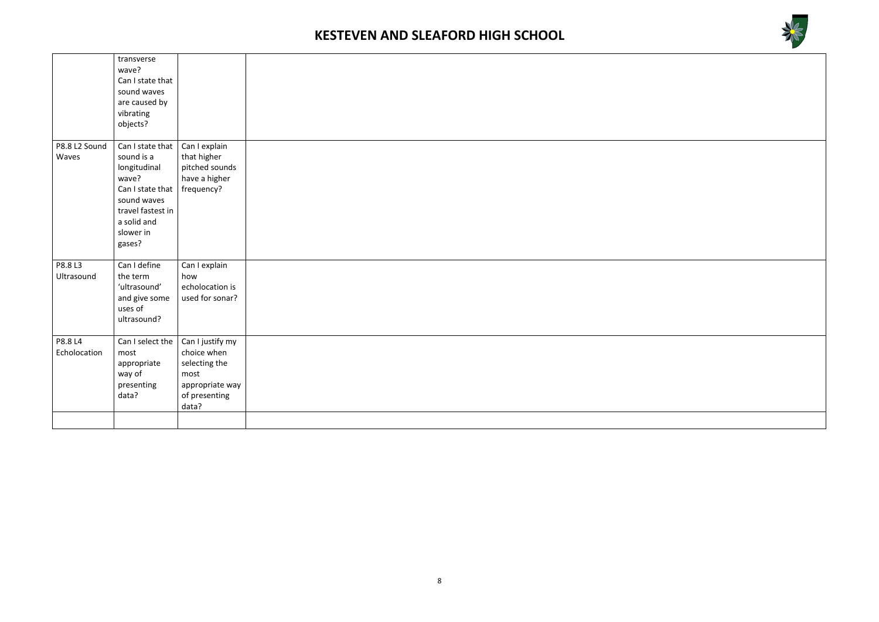# KESTEVEN AND SLEAFORD HIGH SCHOOL

| | | | |
|---|---|---|---|
| | transverse wave? Can I state that sound waves are caused by vibrating objects? | | |
| P8.8 L2 Sound Waves | Can I state that sound is a longitudinal wave? Can I state that sound waves travel fastest in a solid and slower in gases? | Can I explain that higher pitched sounds have a higher frequency? | |
| P8.8 L3 Ultrasound | Can I define the term 'ultrasound' and give some uses of ultrasound? | Can I explain how echolocation is used for sonar? | |
| P8.8 L4 Echolocation | Can I select the most appropriate way of presenting data? | Can I justify my choice when selecting the most appropriate way of presenting data? | |
| | | | |